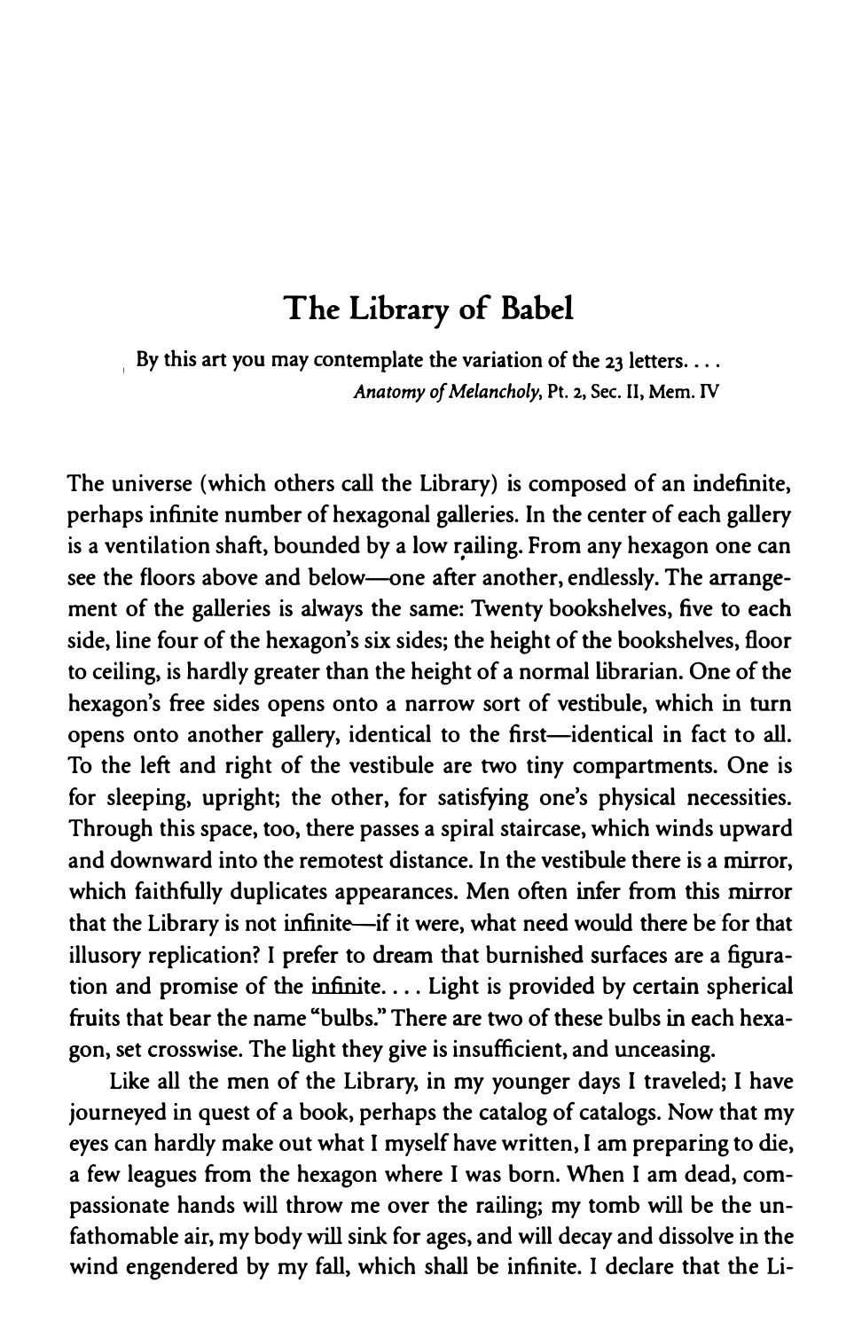# The Library of Babel

> By this art you may contemplate the variation of the 23 letters. . . .
>
> *Anatomy of Melancholy*, Pt. 2, Sec. II, Mem. IV

The universe (which others call the Library) is composed of an indefinite, perhaps infinite number of hexagonal galleries. In the center of each gallery is a ventilation shaft, bounded by a low railing. From any hexagon one can see the floors above and below—one after another, endlessly. The arrangement of the galleries is always the same: Twenty bookshelves, five to each side, line four of the hexagon's six sides; the height of the bookshelves, floor to ceiling, is hardly greater than the height of a normal librarian. One of the hexagon's free sides opens onto a narrow sort of vestibule, which in turn opens onto another gallery, identical to the first—identical in fact to all. To the left and right of the vestibule are two tiny compartments. One is for sleeping, upright; the other, for satisfying one's physical necessities. Through this space, too, there passes a spiral staircase, which winds upward and downward into the remotest distance. In the vestibule there is a mirror, which faithfully duplicates appearances. Men often infer from this mirror that the Library is not infinite—if it were, what need would there be for that illusory replication? I prefer to dream that burnished surfaces are a figuration and promise of the infinite. . . . Light is provided by certain spherical fruits that bear the name "bulbs." There are two of these bulbs in each hexagon, set crosswise. The light they give is insufficient, and unceasing.

Like all the men of the Library, in my younger days I traveled; I have journeyed in quest of a book, perhaps the catalog of catalogs. Now that my eyes can hardly make out what I myself have written, I am preparing to die, a few leagues from the hexagon where I was born. When I am dead, compassionate hands will throw me over the railing; my tomb will be the unfathomable air, my body will sink for ages, and will decay and dissolve in the wind engendered by my fall, which shall be infinite. I declare that the Li-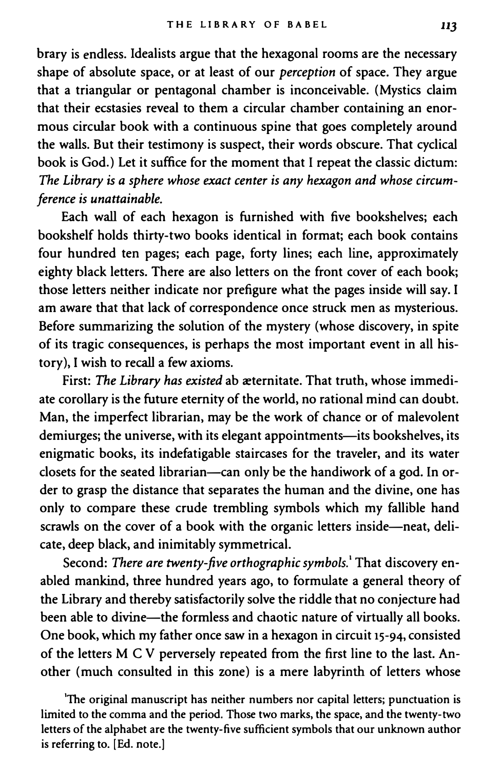brary is endless. Idealists argue that the hexagonal rooms are the necessary shape of absolute space, or at least of our *perception* of space. They argue that a triangular or pentagonal chamber is inconceivable. (Mystics claim that their ecstasies reveal to them a circular chamber containing an enormous circular book with a continuous spine that goes completely around the walls. But their testimony is suspect, their words obscure. That cyclical book is God.) Let it suffice for the moment that I repeat the classic dictum: *The Library is a sphere whose exact center is any hexagon and whose circumference is unattainable.*

Each wall of each hexagon is furnished with five bookshelves; each bookshelf holds thirty-two books identical in format; each book contains four hundred ten pages; each page, forty lines; each line, approximately eighty black letters. There are also letters on the front cover of each book; those letters neither indicate nor prefigure what the pages inside will say. I am aware that that lack of correspondence once struck men as mysterious. Before summarizing the solution of the mystery (whose discovery, in spite of its tragic consequences, is perhaps the most important event in all history), I wish to recall a few axioms.

First: *The Library has existed* ab æternitate. That truth, whose immediate corollary is the future eternity of the world, no rational mind can doubt. Man, the imperfect librarian, may be the work of chance or of malevolent demiurges; the universe, with its elegant appointments—its bookshelves, its enigmatic books, its indefatigable staircases for the traveler, and its water closets for the seated librarian—can only be the handiwork of a god. In order to grasp the distance that separates the human and the divine, one has only to compare these crude trembling symbols which my fallible hand scrawls on the cover of a book with the organic letters inside—neat, delicate, deep black, and inimitably symmetrical.

Second: *There are twenty-five orthographic symbols.*[1] That discovery enabled mankind, three hundred years ago, to formulate a general theory of the Library and thereby satisfactorily solve the riddle that no conjecture had been able to divine—the formless and chaotic nature of virtually all books. One book, which my father once saw in a hexagon in circuit 15-94, consisted of the letters M C V perversely repeated from the first line to the last. Another (much consulted in this zone) is a mere labyrinth of letters whose

[1] The original manuscript has neither numbers nor capital letters; punctuation is limited to the comma and the period. Those two marks, the space, and the twenty-two letters of the alphabet are the twenty-five sufficient symbols that our unknown author is referring to. [Ed. note.]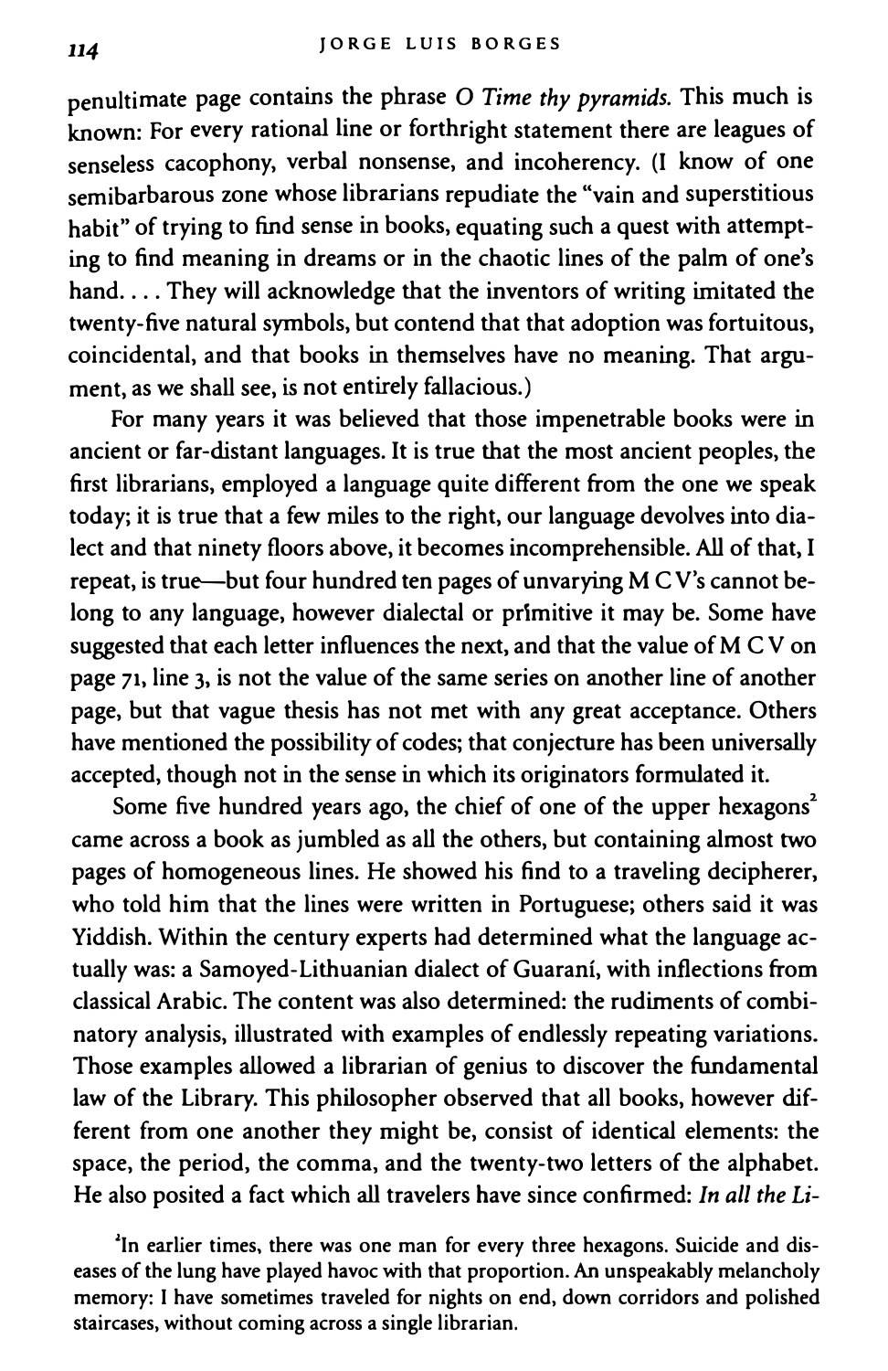penultimate page contains the phrase *O Time thy pyramids.* This much is known: For every rational line or forthright statement there are leagues of senseless cacophony, verbal nonsense, and incoherency. (I know of one semibarbarous zone whose librarians repudiate the "vain and superstitious habit" of trying to find sense in books, equating such a quest with attempting to find meaning in dreams or in the chaotic lines of the palm of one's hand. . . . They will acknowledge that the inventors of writing imitated the twenty-five natural symbols, but contend that that adoption was fortuitous, coincidental, and that books in themselves have no meaning. That argument, as we shall see, is not entirely fallacious.)

For many years it was believed that those impenetrable books were in ancient or far-distant languages. It is true that the most ancient peoples, the first librarians, employed a language quite different from the one we speak today; it is true that a few miles to the right, our language devolves into dialect and that ninety floors above, it becomes incomprehensible. All of that, I repeat, is true—but four hundred ten pages of unvarying M C V's cannot belong to any language, however dialectal or primitive it may be. Some have suggested that each letter influences the next, and that the value of M C V on page 71, line 3, is not the value of the same series on another line of another page, but that vague thesis has not met with any great acceptance. Others have mentioned the possibility of codes; that conjecture has been universally accepted, though not in the sense in which its originators formulated it.

Some five hundred years ago, the chief of one of the upper hexagons[2] came across a book as jumbled as all the others, but containing almost two pages of homogeneous lines. He showed his find to a traveling decipherer, who told him that the lines were written in Portuguese; others said it was Yiddish. Within the century experts had determined what the language actually was: a Samoyed-Lithuanian dialect of Guaraní, with inflections from classical Arabic. The content was also determined: the rudiments of combinatory analysis, illustrated with examples of endlessly repeating variations. Those examples allowed a librarian of genius to discover the fundamental law of the Library. This philosopher observed that all books, however different from one another they might be, consist of identical elements: the space, the period, the comma, and the twenty-two letters of the alphabet. He also posited a fact which all travelers have since confirmed: *In all the Li-*

[2]In earlier times, there was one man for every three hexagons. Suicide and diseases of the lung have played havoc with that proportion. An unspeakably melancholy memory: I have sometimes traveled for nights on end, down corridors and polished staircases, without coming across a single librarian.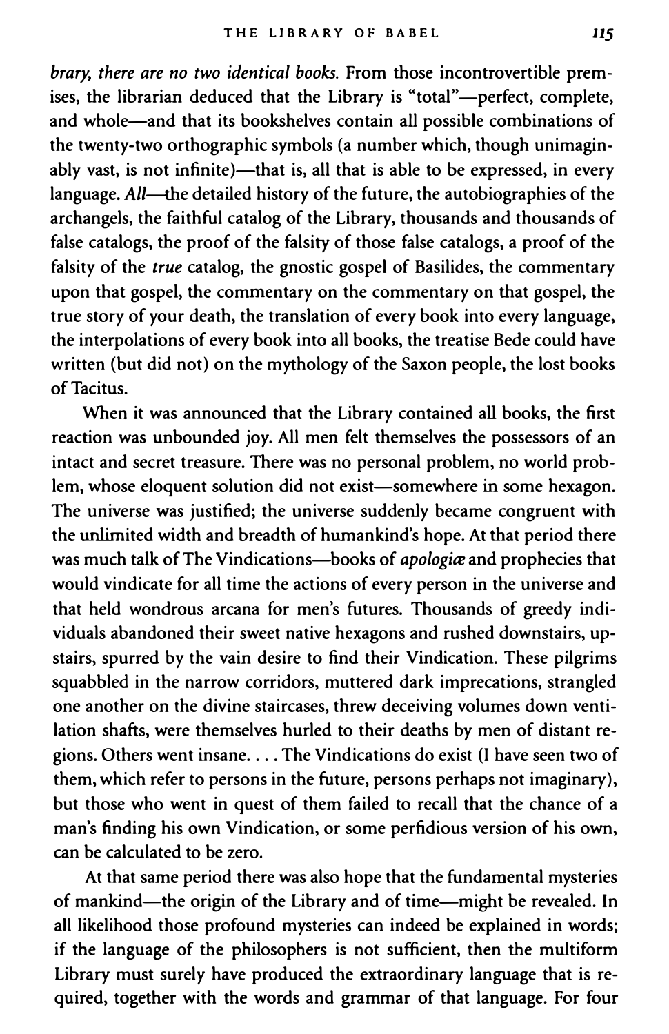brary, there are no two identical books.* From those incontrovertible premises, the librarian deduced that the Library is "total"—perfect, complete, and whole—and that its bookshelves contain all possible combinations of the twenty-two orthographic symbols (a number which, though unimaginably vast, is not infinite)—that is, all that is able to be expressed, in every language. *All*—the detailed history of the future, the autobiographies of the archangels, the faithful catalog of the Library, thousands and thousands of false catalogs, the proof of the falsity of those false catalogs, a proof of the falsity of the *true* catalog, the gnostic gospel of Basilides, the commentary upon that gospel, the commentary on the commentary on that gospel, the true story of your death, the translation of every book into every language, the interpolations of every book into all books, the treatise Bede could have written (but did not) on the mythology of the Saxon people, the lost books of Tacitus.

When it was announced that the Library contained all books, the first reaction was unbounded joy. All men felt themselves the possessors of an intact and secret treasure. There was no personal problem, no world problem, whose eloquent solution did not exist—somewhere in some hexagon. The universe was justified; the universe suddenly became congruent with the unlimited width and breadth of humankind's hope. At that period there was much talk of The Vindications—books of *apologiæ* and prophecies that would vindicate for all time the actions of every person in the universe and that held wondrous arcana for men's futures. Thousands of greedy individuals abandoned their sweet native hexagons and rushed downstairs, upstairs, spurred by the vain desire to find their Vindication. These pilgrims squabbled in the narrow corridors, muttered dark imprecations, strangled one another on the divine staircases, threw deceiving volumes down ventilation shafts, were themselves hurled to their deaths by men of distant regions. Others went insane. . . . The Vindications do exist (I have seen two of them, which refer to persons in the future, persons perhaps not imaginary), but those who went in quest of them failed to recall that the chance of a man's finding his own Vindication, or some perfidious version of his own, can be calculated to be zero.

At that same period there was also hope that the fundamental mysteries of mankind—the origin of the Library and of time—might be revealed. In all likelihood those profound mysteries can indeed be explained in words; if the language of the philosophers is not sufficient, then the multiform Library must surely have produced the extraordinary language that is required, together with the words and grammar of that language. For four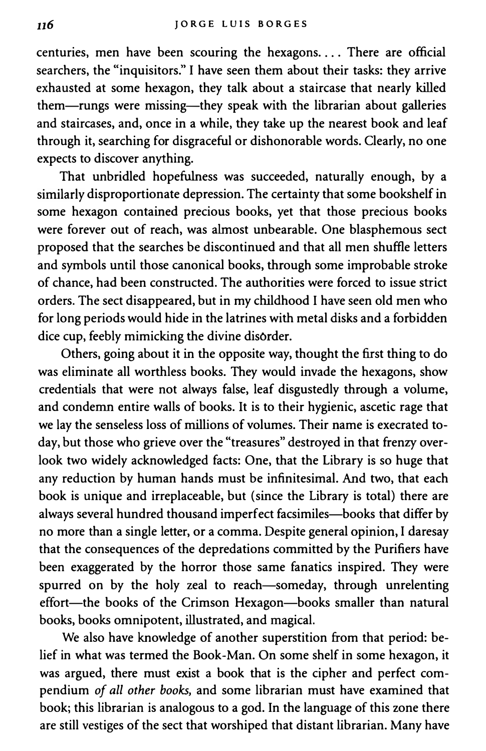centuries, men have been scouring the hexagons.... There are official searchers, the "inquisitors." I have seen them about their tasks: they arrive exhausted at some hexagon, they talk about a staircase that nearly killed them—rungs were missing—they speak with the librarian about galleries and staircases, and, once in a while, they take up the nearest book and leaf through it, searching for disgraceful or dishonorable words. Clearly, no one expects to discover anything.

That unbridled hopefulness was succeeded, naturally enough, by a similarly disproportionate depression. The certainty that some bookshelf in some hexagon contained precious books, yet that those precious books were forever out of reach, was almost unbearable. One blasphemous sect proposed that the searches be discontinued and that all men shuffle letters and symbols until those canonical books, through some improbable stroke of chance, had been constructed. The authorities were forced to issue strict orders. The sect disappeared, but in my childhood I have seen old men who for long periods would hide in the latrines with metal disks and a forbidden dice cup, feebly mimicking the divine disorder.

Others, going about it in the opposite way, thought the first thing to do was eliminate all worthless books. They would invade the hexagons, show credentials that were not always false, leaf disgustedly through a volume, and condemn entire walls of books. It is to their hygienic, ascetic rage that we lay the senseless loss of millions of volumes. Their name is execrated today, but those who grieve over the "treasures" destroyed in that frenzy overlook two widely acknowledged facts: One, that the Library is so huge that any reduction by human hands must be infinitesimal. And two, that each book is unique and irreplaceable, but (since the Library is total) there are always several hundred thousand imperfect facsimiles—books that differ by no more than a single letter, or a comma. Despite general opinion, I daresay that the consequences of the depredations committed by the Purifiers have been exaggerated by the horror those same fanatics inspired. They were spurred on by the holy zeal to reach—someday, through unrelenting effort—the books of the Crimson Hexagon—books smaller than natural books, books omnipotent, illustrated, and magical.

We also have knowledge of another superstition from that period: belief in what was termed the Book-Man. On some shelf in some hexagon, it was argued, there must exist a book that is the cipher and perfect compendium *of all other books*, and some librarian must have examined that book; this librarian is analogous to a god. In the language of this zone there are still vestiges of the sect that worshiped that distant librarian. Many have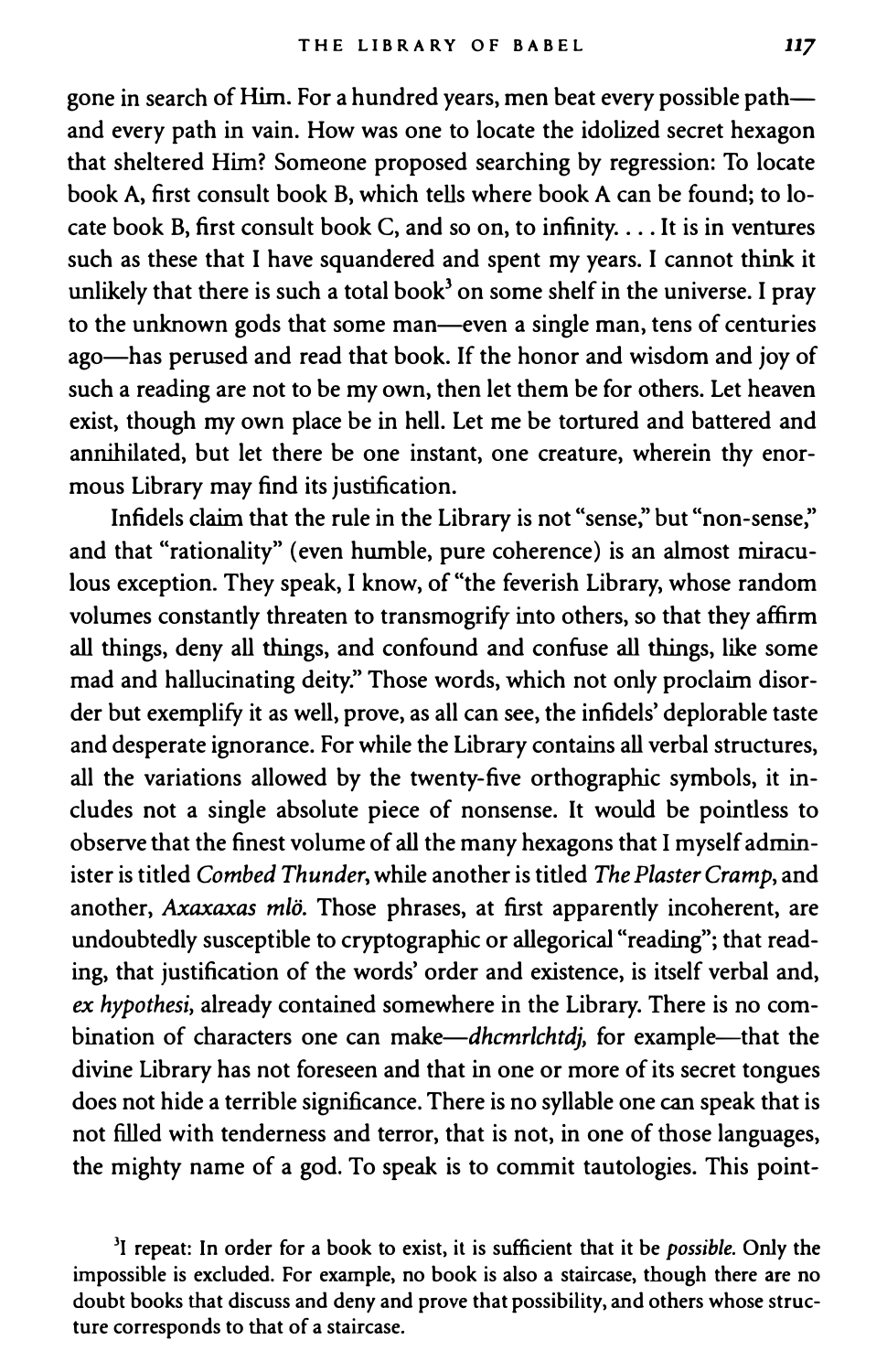gone in search of Him. For a hundred years, men beat every possible path—and every path in vain. How was one to locate the idolized secret hexagon that sheltered Him? Someone proposed searching by regression: To locate book A, first consult book B, which tells where book A can be found; to locate book B, first consult book C, and so on, to infinity. . . . It is in ventures such as these that I have squandered and spent my years. I cannot think it unlikely that there is such a total book[3] on some shelf in the universe. I pray to the unknown gods that some man—even a single man, tens of centuries ago—has perused and read that book. If the honor and wisdom and joy of such a reading are not to be my own, then let them be for others. Let heaven exist, though my own place be in hell. Let me be tortured and battered and annihilated, but let there be one instant, one creature, wherein thy enormous Library may find its justification.

Infidels claim that the rule in the Library is not "sense," but "non-sense," and that "rationality" (even humble, pure coherence) is an almost miraculous exception. They speak, I know, of "the feverish Library, whose random volumes constantly threaten to transmogrify into others, so that they affirm all things, deny all things, and confound and confuse all things, like some mad and hallucinating deity." Those words, which not only proclaim disorder but exemplify it as well, prove, as all can see, the infidels' deplorable taste and desperate ignorance. For while the Library contains all verbal structures, all the variations allowed by the twenty-five orthographic symbols, it includes not a single absolute piece of nonsense. It would be pointless to observe that the finest volume of all the many hexagons that I myself administer is titled *Combed Thunder*, while another is titled *The Plaster Cramp*, and another, *Axaxaxas mlö*. Those phrases, at first apparently incoherent, are undoubtedly susceptible to cryptographic or allegorical "reading"; that reading, that justification of the words' order and existence, is itself verbal and, *ex hypothesi*, already contained somewhere in the Library. There is no combination of characters one can make—*dhcmrlchtdj*, for example—that the divine Library has not foreseen and that in one or more of its secret tongues does not hide a terrible significance. There is no syllable one can speak that is not filled with tenderness and terror, that is not, in one of those languages, the mighty name of a god. To speak is to commit tautologies. This point-

[3] I repeat: In order for a book to exist, it is sufficient that it be *possible*. Only the impossible is excluded. For example, no book is also a staircase, though there are no doubt books that discuss and deny and prove that possibility, and others whose structure corresponds to that of a staircase.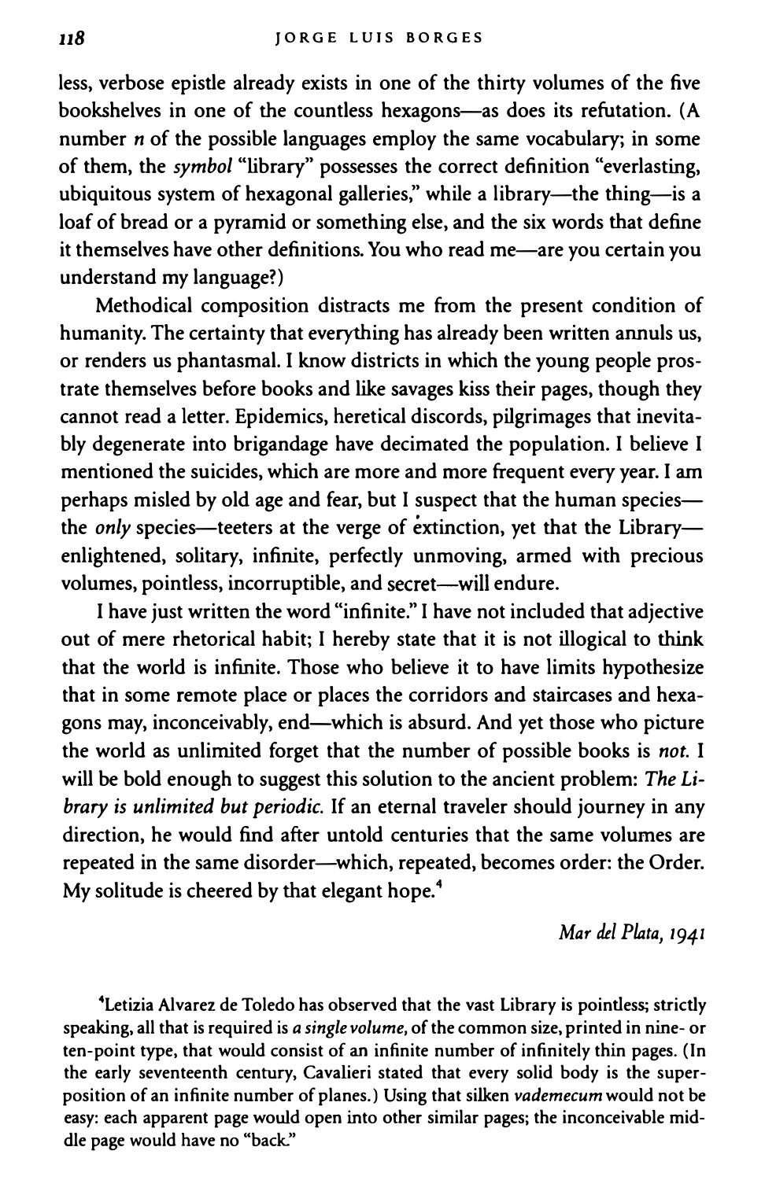less, verbose epistle already exists in one of the thirty volumes of the five bookshelves in one of the countless hexagons—as does its refutation. (A number *n* of the possible languages employ the same vocabulary; in some of them, the *symbol* "library" possesses the correct definition "everlasting, ubiquitous system of hexagonal galleries," while a library—the thing—is a loaf of bread or a pyramid or something else, and the six words that define it themselves have other definitions. You who read me—are you certain you understand my language?)

Methodical composition distracts me from the present condition of humanity. The certainty that everything has already been written annuls us, or renders us phantasmal. I know districts in which the young people prostrate themselves before books and like savages kiss their pages, though they cannot read a letter. Epidemics, heretical discords, pilgrimages that inevitably degenerate into brigandage have decimated the population. I believe I mentioned the suicides, which are more and more frequent every year. I am perhaps misled by old age and fear, but I suspect that the human species—the *only* species—teeters at the verge of extinction, yet that the Library—enlightened, solitary, infinite, perfectly unmoving, armed with precious volumes, pointless, incorruptible, and secret—will endure.

I have just written the word "infinite." I have not included that adjective out of mere rhetorical habit; I hereby state that it is not illogical to think that the world is infinite. Those who believe it to have limits hypothesize that in some remote place or places the corridors and staircases and hexagons may, inconceivably, end—which is absurd. And yet those who picture the world as unlimited forget that the number of possible books is *not*. I will be bold enough to suggest this solution to the ancient problem: *The Library is unlimited but periodic.* If an eternal traveler should journey in any direction, he would find after untold centuries that the same volumes are repeated in the same disorder—which, repeated, becomes order: the Order. My solitude is cheered by that elegant hope.[4]

*Mar del Plata, 1941*

[4]Letizia Alvarez de Toledo has observed that the vast Library is pointless; strictly speaking, all that is required is *a single volume*, of the common size, printed in nine- or ten-point type, that would consist of an infinite number of infinitely thin pages. (In the early seventeenth century, Cavalieri stated that every solid body is the superposition of an infinite number of planes.) Using that silken *vademecum* would not be easy: each apparent page would open into other similar pages; the inconceivable middle page would have no "back."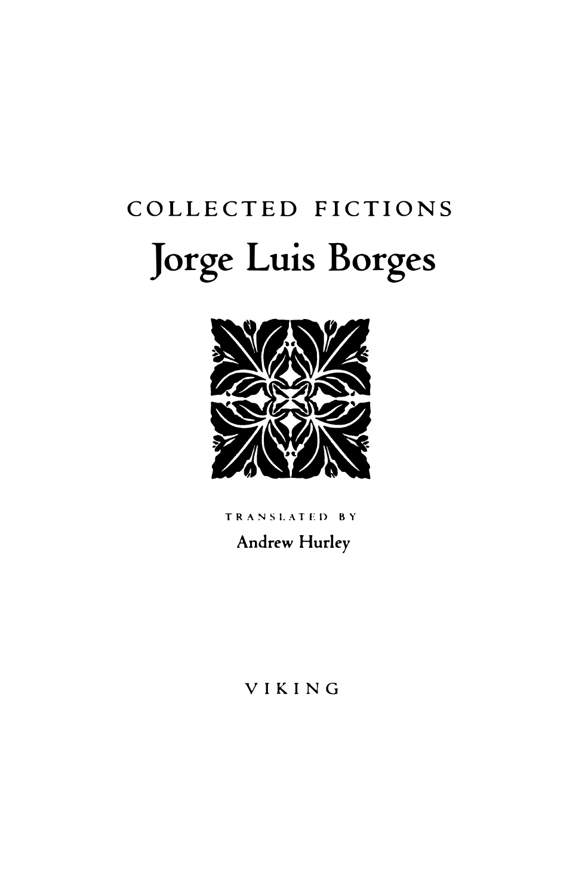# COLLECTED FICTIONS

## Jorge Luis Borges

TRANSLATED BY

Andrew Hurley

VIKING